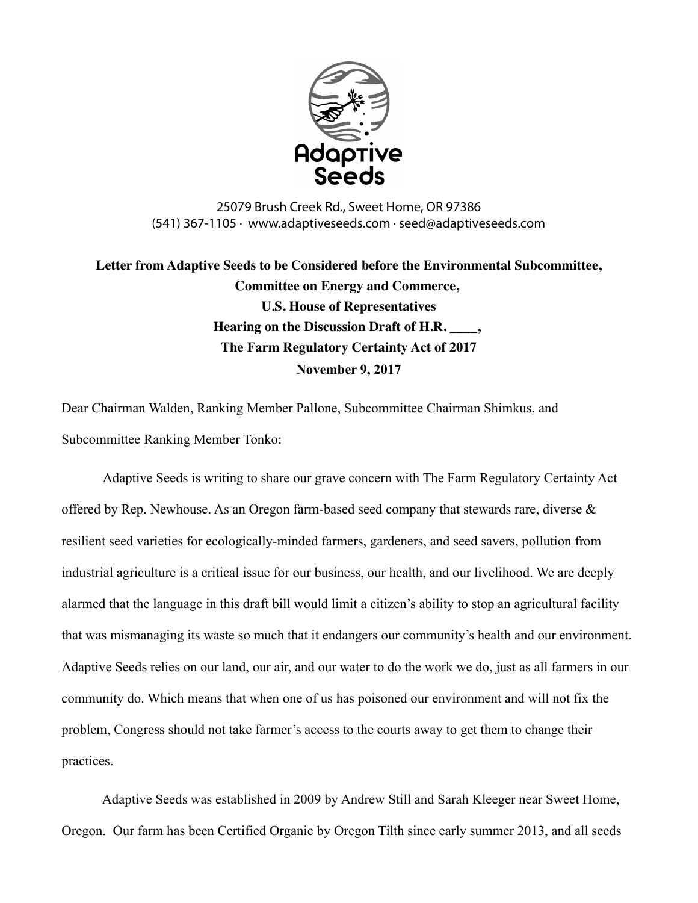Adaptive Seeds

25079 Brush Creek Rd., Sweet Home, OR 97386
(541) 367-1105 · www.adaptiveseeds.com · seed@adaptiveseeds.com

**Letter from Adaptive Seeds to be Considered before the Environmental Subcommittee, Committee on Energy and Commerce, U.S. House of Representatives Hearing on the Discussion Draft of H.R. ____, The Farm Regulatory Certainty Act of 2017 November 9, 2017**

Dear Chairman Walden, Ranking Member Pallone, Subcommittee Chairman Shimkus, and Subcommittee Ranking Member Tonko:

Adaptive Seeds is writing to share our grave concern with The Farm Regulatory Certainty Act offered by Rep. Newhouse. As an Oregon farm-based seed company that stewards rare, diverse & resilient seed varieties for ecologically-minded farmers, gardeners, and seed savers, pollution from industrial agriculture is a critical issue for our business, our health, and our livelihood. We are deeply alarmed that the language in this draft bill would limit a citizen's ability to stop an agricultural facility that was mismanaging its waste so much that it endangers our community's health and our environment. Adaptive Seeds relies on our land, our air, and our water to do the work we do, just as all farmers in our community do. Which means that when one of us has poisoned our environment and will not fix the problem, Congress should not take farmer's access to the courts away to get them to change their practices.

Adaptive Seeds was established in 2009 by Andrew Still and Sarah Kleeger near Sweet Home, Oregon. Our farm has been Certified Organic by Oregon Tilth since early summer 2013, and all seeds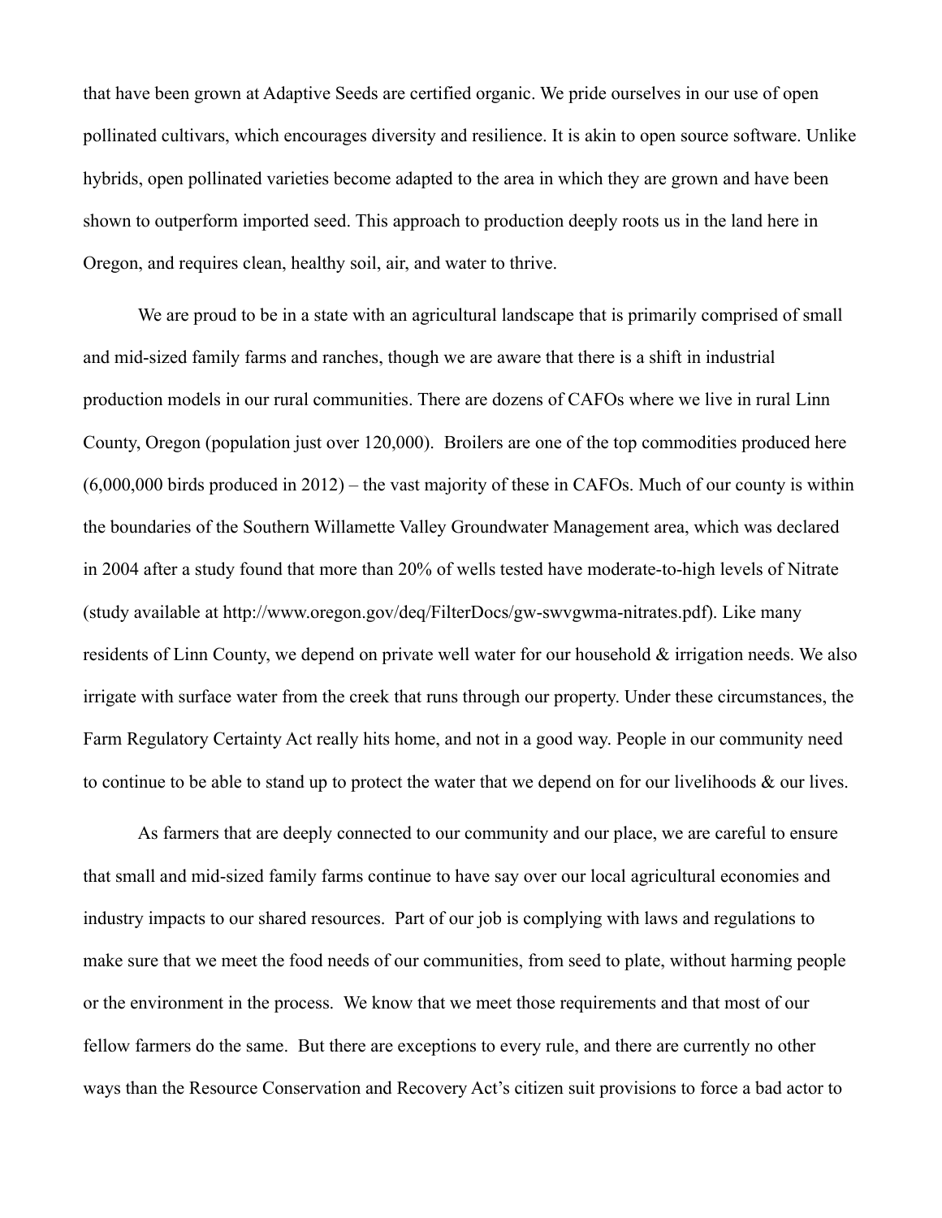that have been grown at Adaptive Seeds are certified organic. We pride ourselves in our use of open pollinated cultivars, which encourages diversity and resilience. It is akin to open source software. Unlike hybrids, open pollinated varieties become adapted to the area in which they are grown and have been shown to outperform imported seed. This approach to production deeply roots us in the land here in Oregon, and requires clean, healthy soil, air, and water to thrive.

We are proud to be in a state with an agricultural landscape that is primarily comprised of small and mid-sized family farms and ranches, though we are aware that there is a shift in industrial production models in our rural communities. There are dozens of CAFOs where we live in rural Linn County, Oregon (population just over 120,000). Broilers are one of the top commodities produced here (6,000,000 birds produced in 2012) – the vast majority of these in CAFOs. Much of our county is within the boundaries of the Southern Willamette Valley Groundwater Management area, which was declared in 2004 after a study found that more than 20% of wells tested have moderate-to-high levels of Nitrate (study available at http://www.oregon.gov/deq/FilterDocs/gw-swvgwma-nitrates.pdf). Like many residents of Linn County, we depend on private well water for our household & irrigation needs. We also irrigate with surface water from the creek that runs through our property. Under these circumstances, the Farm Regulatory Certainty Act really hits home, and not in a good way. People in our community need to continue to be able to stand up to protect the water that we depend on for our livelihoods & our lives.

As farmers that are deeply connected to our community and our place, we are careful to ensure that small and mid-sized family farms continue to have say over our local agricultural economies and industry impacts to our shared resources. Part of our job is complying with laws and regulations to make sure that we meet the food needs of our communities, from seed to plate, without harming people or the environment in the process. We know that we meet those requirements and that most of our fellow farmers do the same. But there are exceptions to every rule, and there are currently no other ways than the Resource Conservation and Recovery Act's citizen suit provisions to force a bad actor to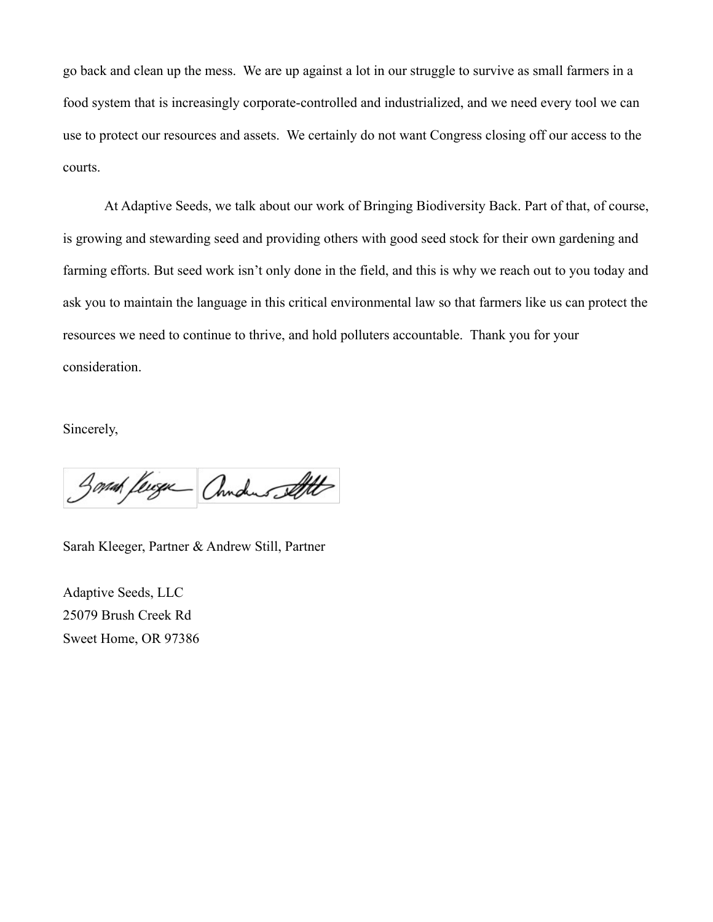go back and clean up the mess. We are up against a lot in our struggle to survive as small farmers in a food system that is increasingly corporate-controlled and industrialized, and we need every tool we can use to protect our resources and assets. We certainly do not want Congress closing off our access to the courts.

At Adaptive Seeds, we talk about our work of Bringing Biodiversity Back. Part of that, of course, is growing and stewarding seed and providing others with good seed stock for their own gardening and farming efforts. But seed work isn't only done in the field, and this is why we reach out to you today and ask you to maintain the language in this critical environmental law so that farmers like us can protect the resources we need to continue to thrive, and hold polluters accountable. Thank you for your consideration.

Sincerely,

Sarah Kleeger, Partner & Andrew Still, Partner

Adaptive Seeds, LLC
25079 Brush Creek Rd
Sweet Home, OR 97386